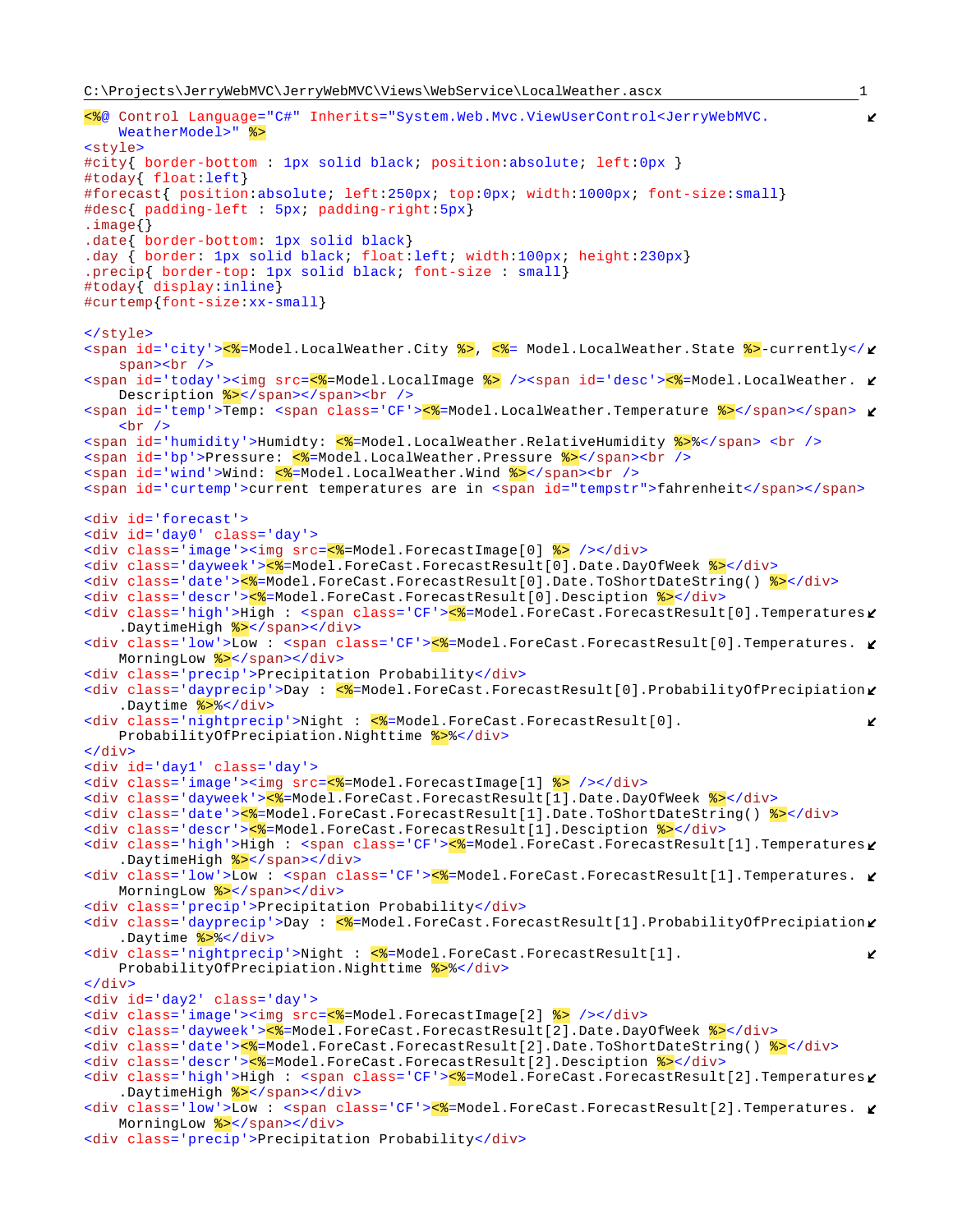C:\Projects\JerryWebMVC\JerryWebMVC\Views\WebService\LocalWeather.ascx

```
<%@ Control Language="C#" Inherits="System.Web.Mvc.ViewUserControl<JerryWebMVC.WeatherModel>" %>
<style>
#city{ border-bottom : 1px solid black; position:absolute; left:0px }
#today{ float:left}
#forecast{ position:absolute; left:250px; top:0px; width:1000px; font-size:small}
#desc{ padding-left : 5px; padding-right:5px}
.image{}
.date{ border-bottom: 1px solid black}
.day { border: 1px solid black; float:left; width:100px; height:230px}
.precip{ border-top: 1px solid black; font-size : small}
#today{ display:inline}
#curtemp{font-size:xx-small}

</style>
<span id='city'><%=Model.LocalWeather.City %>, <%= Model.LocalWeather.State %>-currently</span><br />
<span id='today'><img src=<%=Model.LocalImage %> /><span id='desc'><%=Model.LocalWeather.Description %></span></span><br />
<span id='temp'>Temp: <span class='CF'><%=Model.LocalWeather.Temperature %></span></span><br />
<span id='humidity'>Humidty: <%=Model.LocalWeather.RelativeHumidity %>%</span> <br />
<span id='bp'>Pressure: <%=Model.LocalWeather.Pressure %></span><br />
<span id='wind'>Wind: <%=Model.LocalWeather.Wind %></span><br />
<span id='curtemp'>current temperatures are in <span id="tempstr">fahrenheit</span></span>

<div id='forecast'>
<div id='day0' class='day'>
<div class='image'><img src=<%=Model.ForecastImage[0] %> /></div>
<div class='dayweek'><%=Model.ForeCast.ForecastResult[0].Date.DayOfWeek %></div>
<div class='date'><%=Model.ForeCast.ForecastResult[0].Date.ToShortDateString() %></div>
<div class='descr'><%=Model.ForeCast.ForecastResult[0].Desciption %></div>
<div class='high'>High : <span class='CF'><%=Model.ForeCast.ForecastResult[0].Temperatures.DaytimeHigh %></span></div>
<div class='low'>Low : <span class='CF'><%=Model.ForeCast.ForecastResult[0].Temperatures.MorningLow %></span></div>
<div class='precip'>Precipitation Probability</div>
<div class='dayprecip'>Day : <%=Model.ForeCast.ForecastResult[0].ProbabilityOfPrecipiation.Daytime %>%</div>
<div class='nightprecip'>Night : <%=Model.ForeCast.ForecastResult[0].ProbabilityOfPrecipiation.Nighttime %>%</div>
</div>
<div id='day1' class='day'>
<div class='image'><img src=<%=Model.ForecastImage[1] %> /></div>
<div class='dayweek'><%=Model.ForeCast.ForecastResult[1].Date.DayOfWeek %></div>
<div class='date'><%=Model.ForeCast.ForecastResult[1].Date.ToShortDateString() %></div>
<div class='descr'><%=Model.ForeCast.ForecastResult[1].Desciption %></div>
<div class='high'>High : <span class='CF'><%=Model.ForeCast.ForecastResult[1].Temperatures.DaytimeHigh %></span></div>
<div class='low'>Low : <span class='CF'><%=Model.ForeCast.ForecastResult[1].Temperatures.MorningLow %></span></div>
<div class='precip'>Precipitation Probability</div>
<div class='dayprecip'>Day : <%=Model.ForeCast.ForecastResult[1].ProbabilityOfPrecipiation.Daytime %>%</div>
<div class='nightprecip'>Night : <%=Model.ForeCast.ForecastResult[1].ProbabilityOfPrecipiation.Nighttime %>%</div>
</div>
<div id='day2' class='day'>
<div class='image'><img src=<%=Model.ForecastImage[2] %> /></div>
<div class='dayweek'><%=Model.ForeCast.ForecastResult[2].Date.DayOfWeek %></div>
<div class='date'><%=Model.ForeCast.ForecastResult[2].Date.ToShortDateString() %></div>
<div class='descr'><%=Model.ForeCast.ForecastResult[2].Desciption %></div>
<div class='high'>High : <span class='CF'><%=Model.ForeCast.ForecastResult[2].Temperatures.DaytimeHigh %></span></div>
<div class='low'>Low : <span class='CF'><%=Model.ForeCast.ForecastResult[2].Temperatures.MorningLow %></span></div>
<div class='precip'>Precipitation Probability</div>
```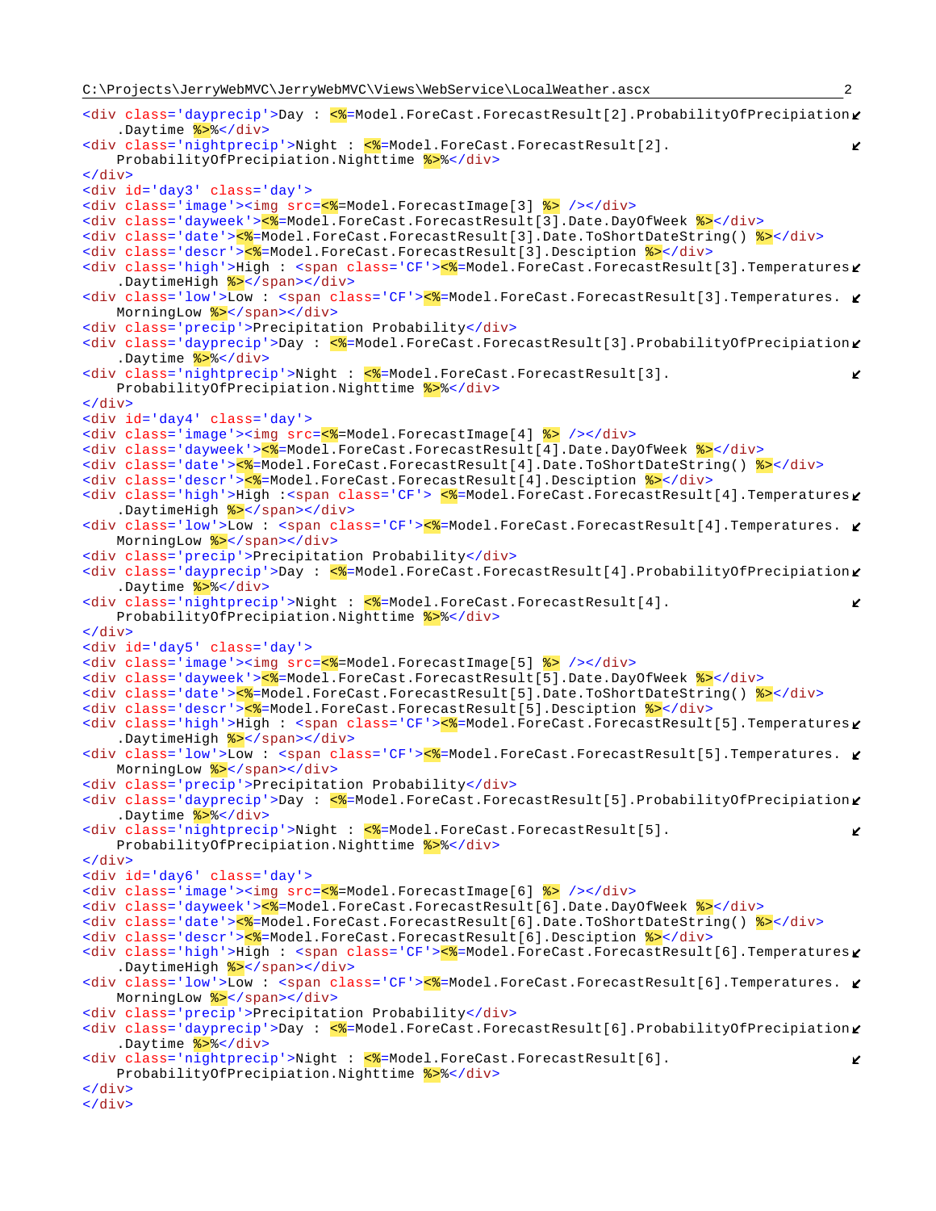```
<div class='dayprecip'>Day : <%=Model.ForeCast.ForecastResult[2].ProbabilityOfPrecipiation.Daytime %>%</div>
<div class='nightprecip'>Night : <%=Model.ForeCast.ForecastResult[2].ProbabilityOfPrecipiation.Nighttime %>%</div>
</div>
<div id='day3' class='day'>
<div class='image'><img src=<%=Model.ForecastImage[3] %> /></div>
<div class='dayweek'><%=Model.ForeCast.ForecastResult[3].Date.DayOfWeek %></div>
<div class='date'><%=Model.ForeCast.ForecastResult[3].Date.ToShortDateString() %></div>
<div class='descr'><%=Model.ForeCast.ForecastResult[3].Desciption %></div>
<div class='high'>High : <span class='CF'><%=Model.ForeCast.ForecastResult[3].Temperatures.DaytimeHigh %></span></div>
<div class='low'>Low : <span class='CF'><%=Model.ForeCast.ForecastResult[3].Temperatures.MorningLow %></span></div>
<div class='precip'>Precipitation Probability</div>
<div class='dayprecip'>Day : <%=Model.ForeCast.ForecastResult[3].ProbabilityOfPrecipiation.Daytime %>%</div>
<div class='nightprecip'>Night : <%=Model.ForeCast.ForecastResult[3].ProbabilityOfPrecipiation.Nighttime %>%</div>
</div>
<div id='day4' class='day'>
<div class='image'><img src=<%=Model.ForecastImage[4] %> /></div>
<div class='dayweek'><%=Model.ForeCast.ForecastResult[4].Date.DayOfWeek %></div>
<div class='date'><%=Model.ForeCast.ForecastResult[4].Date.ToShortDateString() %></div>
<div class='descr'><%=Model.ForeCast.ForecastResult[4].Desciption %></div>
<div class='high'>High :<span class='CF'> <%=Model.ForeCast.ForecastResult[4].Temperatures.DaytimeHigh %></span></div>
<div class='low'>Low : <span class='CF'><%=Model.ForeCast.ForecastResult[4].Temperatures.MorningLow %></span></div>
<div class='precip'>Precipitation Probability</div>
<div class='dayprecip'>Day : <%=Model.ForeCast.ForecastResult[4].ProbabilityOfPrecipiation.Daytime %>%</div>
<div class='nightprecip'>Night : <%=Model.ForeCast.ForecastResult[4].ProbabilityOfPrecipiation.Nighttime %>%</div>
</div>
<div id='day5' class='day'>
<div class='image'><img src=<%=Model.ForecastImage[5] %> /></div>
<div class='dayweek'><%=Model.ForeCast.ForecastResult[5].Date.DayOfWeek %></div>
<div class='date'><%=Model.ForeCast.ForecastResult[5].Date.ToShortDateString() %></div>
<div class='descr'><%=Model.ForeCast.ForecastResult[5].Desciption %></div>
<div class='high'>High : <span class='CF'><%=Model.ForeCast.ForecastResult[5].Temperatures.DaytimeHigh %></span></div>
<div class='low'>Low : <span class='CF'><%=Model.ForeCast.ForecastResult[5].Temperatures.MorningLow %></span></div>
<div class='precip'>Precipitation Probability</div>
<div class='dayprecip'>Day : <%=Model.ForeCast.ForecastResult[5].ProbabilityOfPrecipiation.Daytime %>%</div>
<div class='nightprecip'>Night : <%=Model.ForeCast.ForecastResult[5].ProbabilityOfPrecipiation.Nighttime %>%</div>
</div>
<div id='day6' class='day'>
<div class='image'><img src=<%=Model.ForecastImage[6] %> /></div>
<div class='dayweek'><%=Model.ForeCast.ForecastResult[6].Date.DayOfWeek %></div>
<div class='date'><%=Model.ForeCast.ForecastResult[6].Date.ToShortDateString() %></div>
<div class='descr'><%=Model.ForeCast.ForecastResult[6].Desciption %></div>
<div class='high'>High : <span class='CF'><%=Model.ForeCast.ForecastResult[6].Temperatures.DaytimeHigh %></span></div>
<div class='low'>Low : <span class='CF'><%=Model.ForeCast.ForecastResult[6].Temperatures.MorningLow %></span></div>
<div class='precip'>Precipitation Probability</div>
<div class='dayprecip'>Day : <%=Model.ForeCast.ForecastResult[6].ProbabilityOfPrecipiation.Daytime %>%</div>
<div class='nightprecip'>Night : <%=Model.ForeCast.ForecastResult[6].ProbabilityOfPrecipiation.Nighttime %>%</div>
</div>
</div>
```